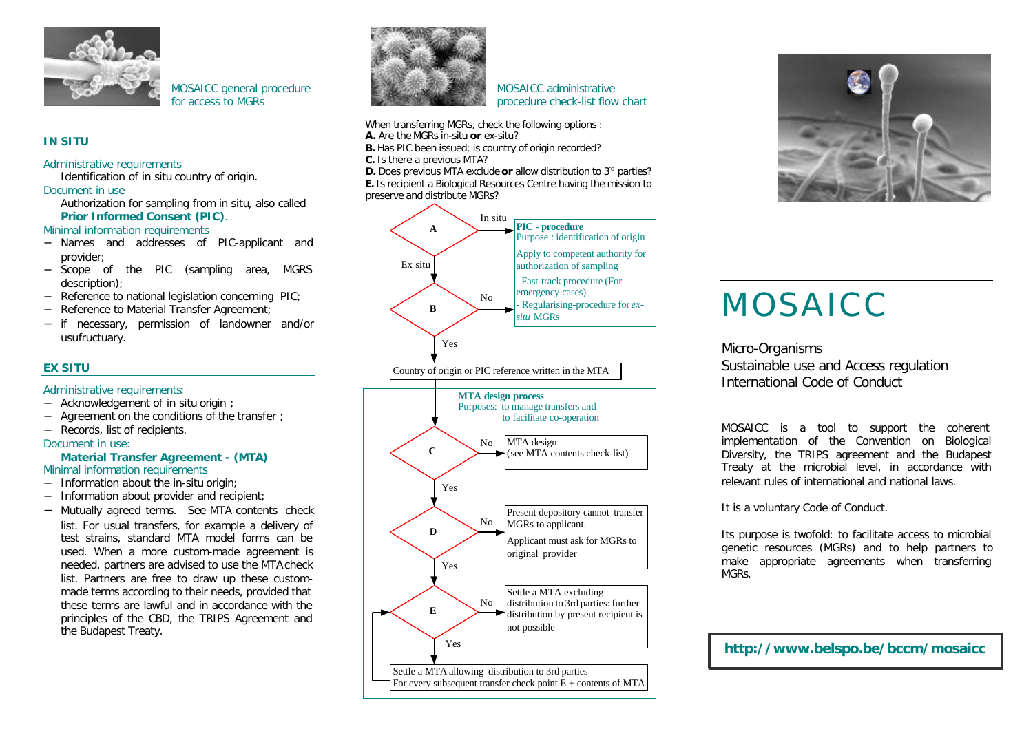## MOSAICC general procedure for access to MGRs

### IN SITU

Administrative requirements

Identification of in situ country of origin.

Document in use

Authorization for sampling from in situ, also called **Prior Informed Consent (PIC)**.

Minimal information requirements

- Names and addresses of PIC-applicant and provider;
- Scope of the PIC (sampling area, MGRS description);
- Reference to national legislation concerning PIC;
- Reference to Material Transfer Agreement;
- if necessary, permission of landowner and/or usufructuary.

### EX SITU

Administrative requirements:

- Acknowledgement of in situ origin ;
- Agreement on the conditions of the transfer ;
- Records, list of recipients.

Document in use:

**Material Transfer Agreement - (MTA)**

Minimal information requirements

- Information about the in-situ origin;
- Information about provider and recipient;
- Mutually agreed terms. See MTA contents check list. For usual transfers, for example a delivery of test strains, standard MTA model forms can be used. When a more custom-made agreement is needed, partners are advised to use the MTA check list. Partners are free to draw up these custom-made terms according to their needs, provided that these terms are lawful and in accordance with the principles of the CBD, the TRIPS Agreement and the Budapest Treaty.

## MOSAICC administrative procedure check-list flow chart

When transferring MGRs, check the following options :

**A.** Are the MGRs in-situ **or** ex-situ?

**B.** Has PIC been issued; is country of origin recorded?

**C.** Is there a previous MTA?

**D.** Does previous MTA exclude **or** allow distribution to 3rd parties?

**E.** Is recipient a Biological Resources Centre having the mission to preserve and distribute MGRs?

- **A** — In situ → **PIC - procedure**
  Purpose : identification of origin
  Apply to competent authority for authorization of sampling
  - Fast-track procedure (For emergency cases)
  - Regularising-procedure for *ex-situ* MGRs
- **A** — Ex situ → **B**
- **B** — No → **PIC - procedure**
- **B** — Yes → Country of origin or PIC reference written in the MTA

**MTA design process**
Purposes: to manage transfers and to facilitate co-operation

- **C** — No → MTA design (see MTA contents check-list)
- **C** — Yes → **D**
- **D** — No → Present depository cannot transfer MGRs to applicant. Applicant must ask for MGRs to original provider
- **D** — Yes → **E**
- **E** — No → Settle a MTA excluding distribution to 3rd parties: further distribution by present recipient is not possible
- **E** — Yes → Settle a MTA allowing distribution to 3rd parties. For every subsequent transfer check point E + contents of MTA

# MOSAICC

Micro-Organisms
Sustainable use and Access regulation
International Code of Conduct

MOSAICC is a tool to support the coherent implementation of the Convention on Biological Diversity, the TRIPS agreement and the Budapest Treaty at the microbial level, in accordance with relevant rules of international and national laws.

It is a voluntary Code of Conduct.

Its purpose is twofold: to facilitate access to microbial genetic resources (MGRs) and to help partners to make appropriate agreements when transferring MGRs.

**http://www.belspo.be/bccm/mosaicc**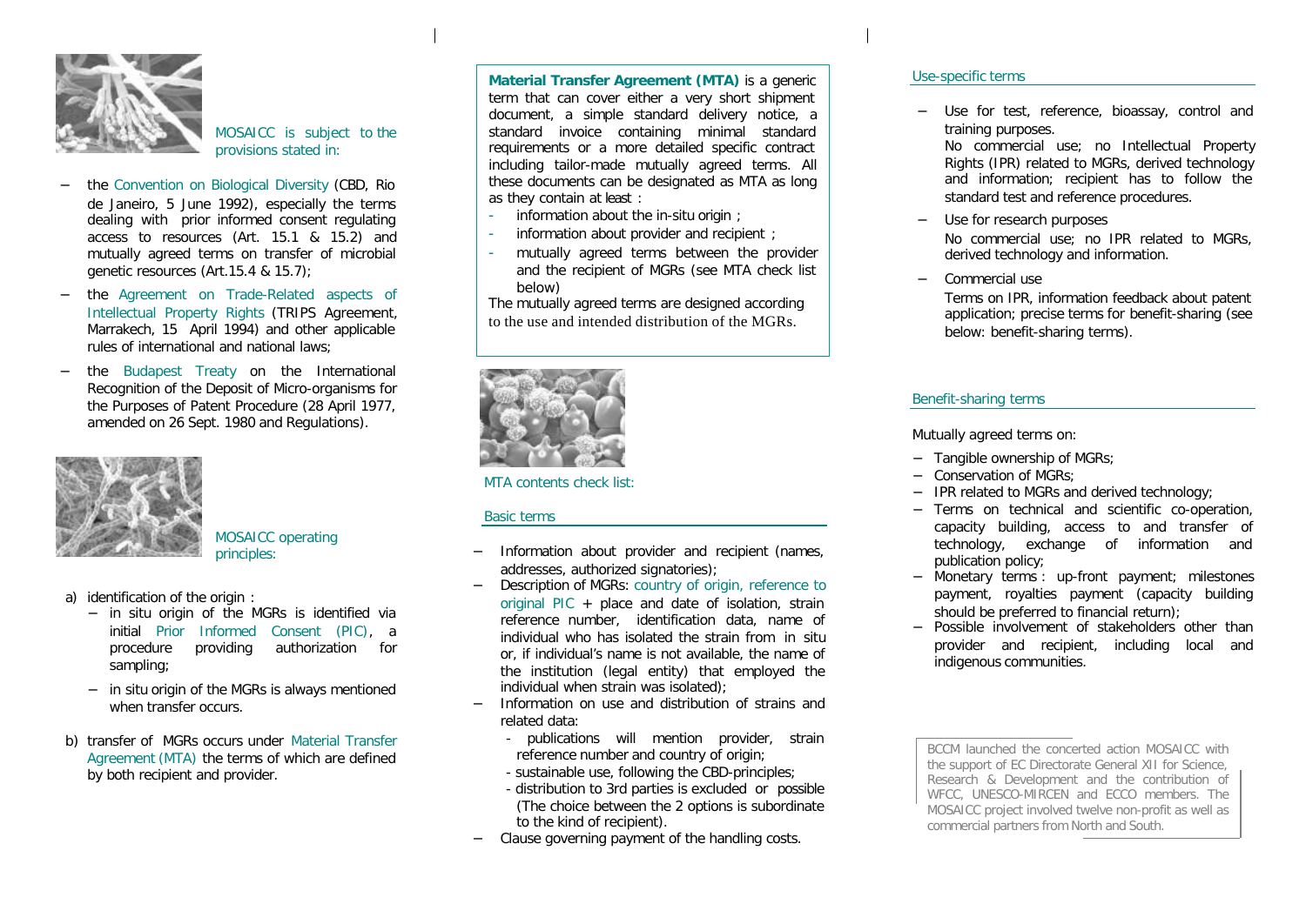MOSAICC is subject to the provisions stated in:

- the Convention on Biological Diversity (CBD, Rio de Janeiro, 5 June 1992), especially the terms dealing with prior informed consent regulating access to resources (Art. 15.1 & 15.2) and mutually agreed terms on transfer of microbial genetic resources (Art.15.4 & 15.7);
- the Agreement on Trade-Related aspects of Intellectual Property Rights (TRIPS Agreement, Marrakech, 15 April 1994) and other applicable rules of international and national laws;
- the Budapest Treaty on the International Recognition of the Deposit of Micro-organisms for the Purposes of Patent Procedure (28 April 1977, amended on 26 Sept. 1980 and Regulations).

MOSAICC operating principles:

a) identification of the origin :
   - in situ origin of the MGRs is identified via initial Prior Informed Consent (PIC), a procedure providing authorization for sampling;
   - in situ origin of the MGRs is always mentioned when transfer occurs.

b) transfer of MGRs occurs under Material Transfer Agreement (MTA) the terms of which are defined by both recipient and provider.

**Material Transfer Agreement (MTA)** is a generic term that can cover either a very short shipment document, a simple standard delivery notice, a standard invoice containing minimal standard requirements or a more detailed specific contract including tailor-made mutually agreed terms. All these documents can be designated as MTA as long as they contain at least :

- information about the in-situ origin ;
- information about provider and recipient ;
- mutually agreed terms between the provider and the recipient of MGRs (see MTA check list below)

The mutually agreed terms are designed according to the use and intended distribution of the MGRs.

MTA contents check list:

## Basic terms

- Information about provider and recipient (names, addresses, authorized signatories);
- Description of MGRs: country of origin, reference to original PIC + place and date of isolation, strain reference number, identification data, name of individual who has isolated the strain from in situ or, if individual's name is not available, the name of the institution (legal entity) that employed the individual when strain was isolated);
- Information on use and distribution of strains and related data:
  - publications will mention provider, strain reference number and country of origin;
  - sustainable use, following the CBD-principles;
  - distribution to 3rd parties is excluded or possible (The choice between the 2 options is subordinate to the kind of recipient).
- Clause governing payment of the handling costs.

## Use-specific terms

- Use for test, reference, bioassay, control and training purposes.
  No commercial use; no Intellectual Property Rights (IPR) related to MGRs, derived technology and information; recipient has to follow the standard test and reference procedures.
- Use for research purposes
  No commercial use; no IPR related to MGRs, derived technology and information.
- Commercial use
  Terms on IPR, information feedback about patent application; precise terms for benefit-sharing (see below: benefit-sharing terms).

## Benefit-sharing terms

Mutually agreed terms on:

- Tangible ownership of MGRs;
- Conservation of MGRs;
- IPR related to MGRs and derived technology;
- Terms on technical and scientific co-operation, capacity building, access to and transfer of technology, exchange of information and publication policy;
- Monetary terms : up-front payment; milestones payment, royalties payment (capacity building should be preferred to financial return);
- Possible involvement of stakeholders other than provider and recipient, including local and indigenous communities.

BCCM launched the concerted action MOSAICC with the support of EC Directorate General XII for Science, Research & Development and the contribution of WFCC, UNESCO-MIRCEN and ECCO members. The MOSAICC project involved twelve non-profit as well as commercial partners from North and South.